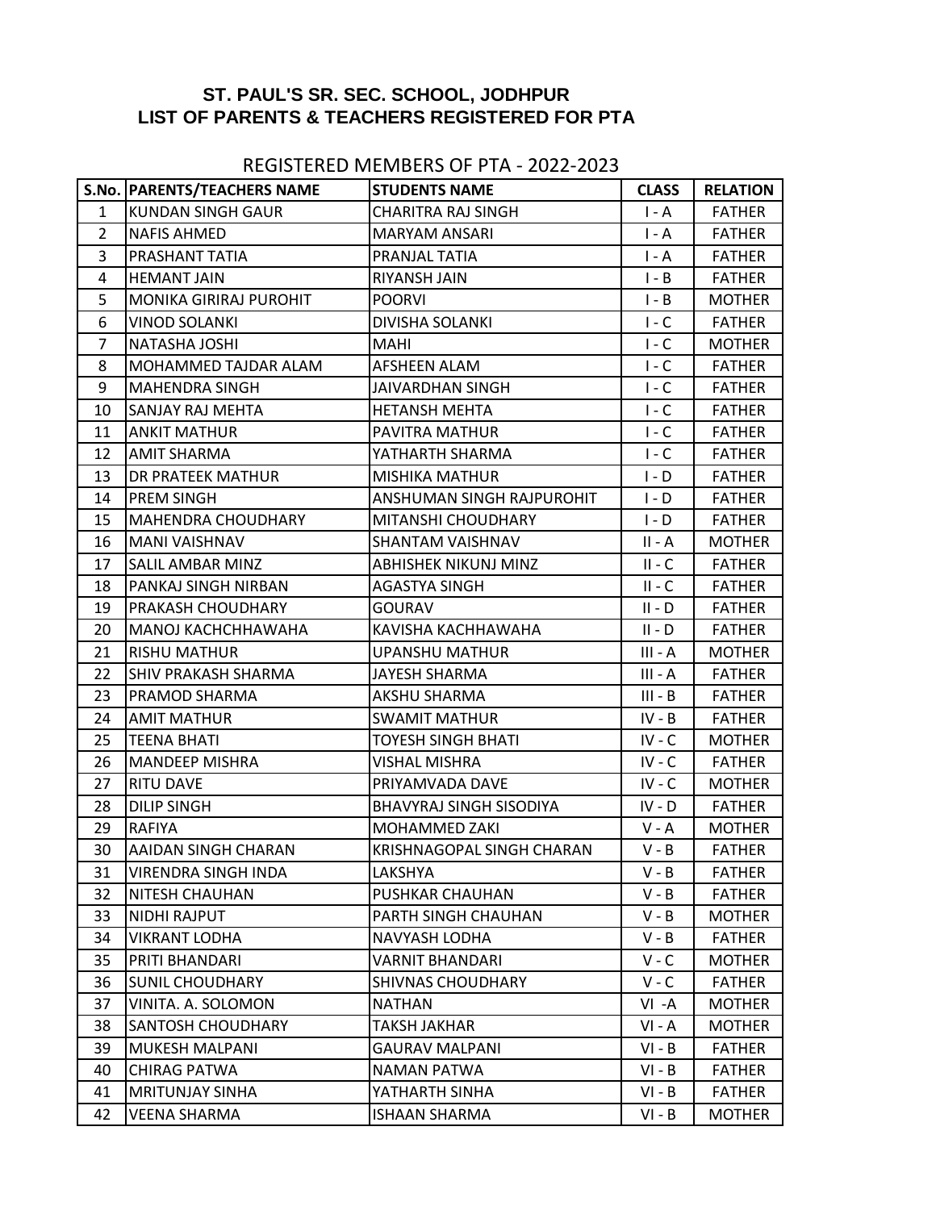# ST. PAUL'S SR. SEC. SCHOOL, JODHPUR
## LIST OF PARENTS & TEACHERS REGISTERED FOR PTA

### REGISTERED MEMBERS OF PTA - 2022-2023

| S.No. | PARENTS/TEACHERS NAME | STUDENTS NAME | CLASS | RELATION |
|---|---|---|---|---|
| 1 | KUNDAN SINGH GAUR | CHARITRA RAJ SINGH | I - A | FATHER |
| 2 | NAFIS AHMED | MARYAM ANSARI | I - A | FATHER |
| 3 | PRASHANT TATIA | PRANJAL TATIA | I - A | FATHER |
| 4 | HEMANT JAIN | RIYANSH JAIN | I - B | FATHER |
| 5 | MONIKA GIRIRAJ PUROHIT | POORVI | I - B | MOTHER |
| 6 | VINOD SOLANKI | DIVISHA SOLANKI | I - C | FATHER |
| 7 | NATASHA JOSHI | MAHI | I - C | MOTHER |
| 8 | MOHAMMED TAJDAR ALAM | AFSHEEN ALAM | I - C | FATHER |
| 9 | MAHENDRA SINGH | JAIVARDHAN SINGH | I - C | FATHER |
| 10 | SANJAY RAJ MEHTA | HETANSH MEHTA | I - C | FATHER |
| 11 | ANKIT MATHUR | PAVITRA MATHUR | I - C | FATHER |
| 12 | AMIT SHARMA | YATHARTH SHARMA | I - C | FATHER |
| 13 | DR PRATEEK MATHUR | MISHIKA MATHUR | I - D | FATHER |
| 14 | PREM SINGH | ANSHUMAN SINGH RAJPUROHIT | I - D | FATHER |
| 15 | MAHENDRA CHOUDHARY | MITANSHI CHOUDHARY | I - D | FATHER |
| 16 | MANI VAISHNAV | SHANTAM VAISHNAV | II - A | MOTHER |
| 17 | SALIL AMBAR MINZ | ABHISHEK NIKUNJ MINZ | II - C | FATHER |
| 18 | PANKAJ SINGH NIRBAN | AGASTYA SINGH | II - C | FATHER |
| 19 | PRAKASH CHOUDHARY | GOURAV | II - D | FATHER |
| 20 | MANOJ KACHCHHAWAHA | KAVISHA KACHHAWAHA | II - D | FATHER |
| 21 | RISHU MATHUR | UPANSHU MATHUR | III - A | MOTHER |
| 22 | SHIV PRAKASH SHARMA | JAYESH SHARMA | III - A | FATHER |
| 23 | PRAMOD SHARMA | AKSHU SHARMA | III - B | FATHER |
| 24 | AMIT MATHUR | SWAMIT MATHUR | IV - B | FATHER |
| 25 | TEENA BHATI | TOYESH SINGH BHATI | IV - C | MOTHER |
| 26 | MANDEEP MISHRA | VISHAL MISHRA | IV - C | FATHER |
| 27 | RITU DAVE | PRIYAMVADA DAVE | IV - C | MOTHER |
| 28 | DILIP SINGH | BHAVYRAJ SINGH SISODIYA | IV - D | FATHER |
| 29 | RAFIYA | MOHAMMED ZAKI | V - A | MOTHER |
| 30 | AAIDAN SINGH CHARAN | KRISHNAGOPAL SINGH CHARAN | V - B | FATHER |
| 31 | VIRENDRA SINGH INDA | LAKSHYA | V - B | FATHER |
| 32 | NITESH CHAUHAN | PUSHKAR CHAUHAN | V - B | FATHER |
| 33 | NIDHI RAJPUT | PARTH SINGH CHAUHAN | V - B | MOTHER |
| 34 | VIKRANT LODHA | NAVYASH LODHA | V - B | FATHER |
| 35 | PRITI BHANDARI | VARNIT BHANDARI | V - C | MOTHER |
| 36 | SUNIL CHOUDHARY | SHIVNAS CHOUDHARY | V - C | FATHER |
| 37 | VINITA. A. SOLOMON | NATHAN | VI -A | MOTHER |
| 38 | SANTOSH CHOUDHARY | TAKSH JAKHAR | VI - A | MOTHER |
| 39 | MUKESH MALPANI | GAURAV MALPANI | VI - B | FATHER |
| 40 | CHIRAG PATWA | NAMAN PATWA | VI - B | FATHER |
| 41 | MRITUNJAY SINHA | YATHARTH SINHA | VI - B | FATHER |
| 42 | VEENA SHARMA | ISHAAN SHARMA | VI - B | MOTHER |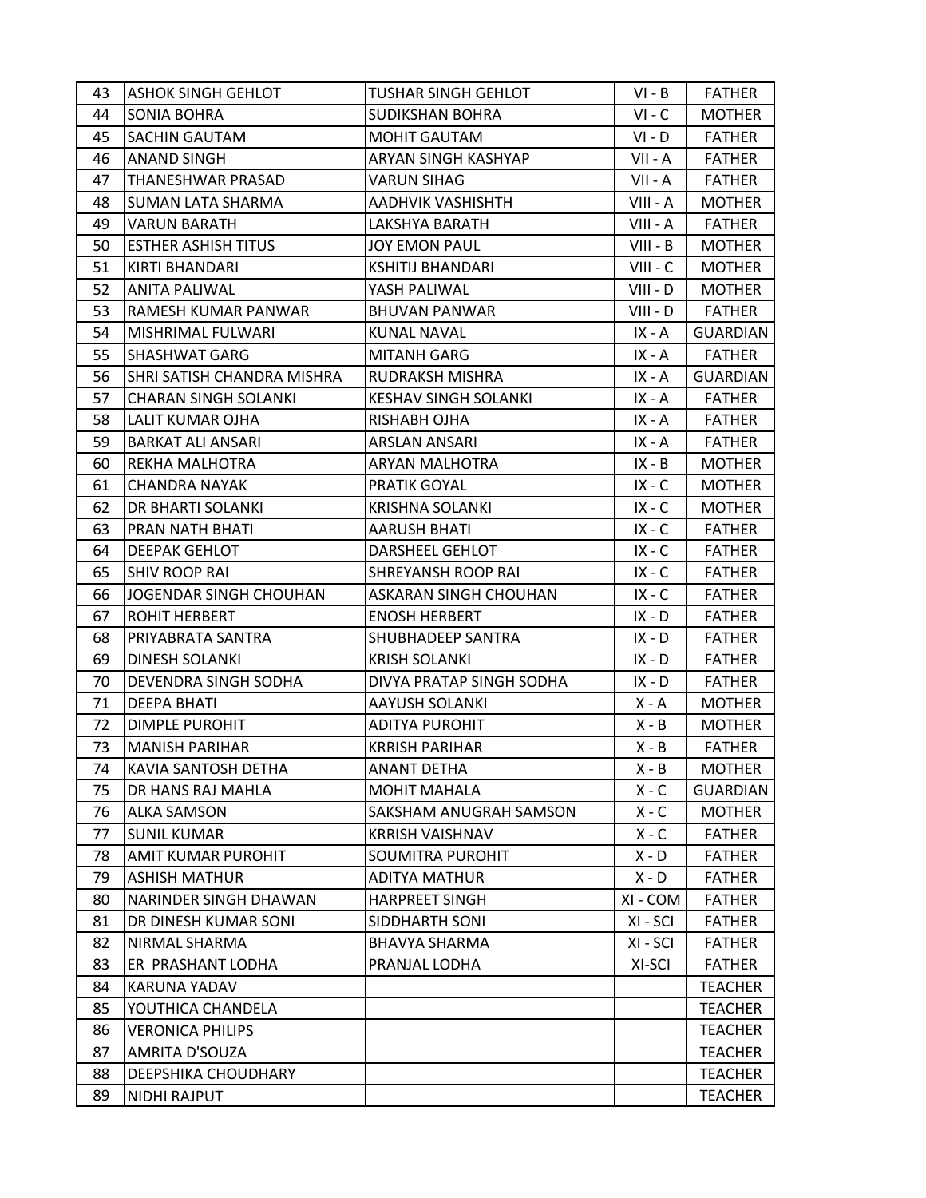| | | | | |
|---|---|---|---|---|
| 43 | ASHOK SINGH GEHLOT | TUSHAR SINGH GEHLOT | VI - B | FATHER |
| 44 | SONIA BOHRA | SUDIKSHAN BOHRA | VI - C | MOTHER |
| 45 | SACHIN GAUTAM | MOHIT GAUTAM | VI - D | FATHER |
| 46 | ANAND SINGH | ARYAN SINGH KASHYAP | VII - A | FATHER |
| 47 | THANESHWAR PRASAD | VARUN SIHAG | VII - A | FATHER |
| 48 | SUMAN LATA SHARMA | AADHVIK VASHISHTH | VIII - A | MOTHER |
| 49 | VARUN BARATH | LAKSHYA BARATH | VIII - A | FATHER |
| 50 | ESTHER ASHISH TITUS | JOY EMON PAUL | VIII - B | MOTHER |
| 51 | KIRTI BHANDARI | KSHITIJ BHANDARI | VIII - C | MOTHER |
| 52 | ANITA PALIWAL | YASH PALIWAL | VIII - D | MOTHER |
| 53 | RAMESH KUMAR PANWAR | BHUVAN PANWAR | VIII - D | FATHER |
| 54 | MISHRIMAL FULWARI | KUNAL NAVAL | IX - A | GUARDIAN |
| 55 | SHASHWAT GARG | MITANH GARG | IX - A | FATHER |
| 56 | SHRI SATISH CHANDRA MISHRA | RUDRAKSH MISHRA | IX - A | GUARDIAN |
| 57 | CHARAN SINGH SOLANKI | KESHAV SINGH SOLANKI | IX - A | FATHER |
| 58 | LALIT KUMAR OJHA | RISHABH OJHA | IX - A | FATHER |
| 59 | BARKAT ALI ANSARI | ARSLAN ANSARI | IX - A | FATHER |
| 60 | REKHA MALHOTRA | ARYAN MALHOTRA | IX - B | MOTHER |
| 61 | CHANDRA NAYAK | PRATIK GOYAL | IX - C | MOTHER |
| 62 | DR BHARTI SOLANKI | KRISHNA SOLANKI | IX - C | MOTHER |
| 63 | PRAN NATH BHATI | AARUSH BHATI | IX - C | FATHER |
| 64 | DEEPAK GEHLOT | DARSHEEL GEHLOT | IX - C | FATHER |
| 65 | SHIV ROOP RAI | SHREYANSH ROOP RAI | IX - C | FATHER |
| 66 | JOGENDAR SINGH CHOUHAN | ASKARAN SINGH CHOUHAN | IX - C | FATHER |
| 67 | ROHIT HERBERT | ENOSH HERBERT | IX - D | FATHER |
| 68 | PRIYABRATA SANTRA | SHUBHADEEP SANTRA | IX - D | FATHER |
| 69 | DINESH SOLANKI | KRISH SOLANKI | IX - D | FATHER |
| 70 | DEVENDRA SINGH SODHA | DIVYA PRATAP SINGH SODHA | IX - D | FATHER |
| 71 | DEEPA BHATI | AAYUSH SOLANKI | X - A | MOTHER |
| 72 | DIMPLE PUROHIT | ADITYA PUROHIT | X - B | MOTHER |
| 73 | MANISH PARIHAR | KRRISH PARIHAR | X - B | FATHER |
| 74 | KAVIA SANTOSH DETHA | ANANT DETHA | X - B | MOTHER |
| 75 | DR HANS RAJ MAHLA | MOHIT MAHALA | X - C | GUARDIAN |
| 76 | ALKA SAMSON | SAKSHAM ANUGRAH SAMSON | X - C | MOTHER |
| 77 | SUNIL KUMAR | KRRISH VAISHNAV | X - C | FATHER |
| 78 | AMIT KUMAR PUROHIT | SOUMITRA PUROHIT | X - D | FATHER |
| 79 | ASHISH MATHUR | ADITYA MATHUR | X - D | FATHER |
| 80 | NARINDER SINGH DHAWAN | HARPREET SINGH | XI - COM | FATHER |
| 81 | DR DINESH KUMAR SONI | SIDDHARTH SONI | XI - SCI | FATHER |
| 82 | NIRMAL SHARMA | BHAVYA SHARMA | XI - SCI | FATHER |
| 83 | ER PRASHANT LODHA | PRANJAL LODHA | XI-SCI | FATHER |
| 84 | KARUNA YADAV | | | TEACHER |
| 85 | YOUTHICA CHANDELA | | | TEACHER |
| 86 | VERONICA PHILIPS | | | TEACHER |
| 87 | AMRITA D'SOUZA | | | TEACHER |
| 88 | DEEPSHIKA CHOUDHARY | | | TEACHER |
| 89 | NIDHI RAJPUT | | | TEACHER |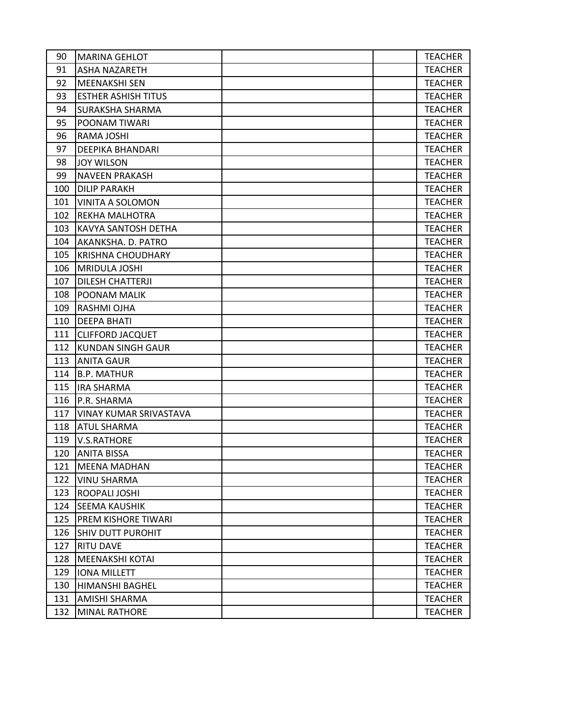| | | | | |
|---|---|---|---|---|
| 90 | MARINA GEHLOT | | | TEACHER |
| 91 | ASHA NAZARETH | | | TEACHER |
| 92 | MEENAKSHI SEN | | | TEACHER |
| 93 | ESTHER ASHISH TITUS | | | TEACHER |
| 94 | SURAKSHA SHARMA | | | TEACHER |
| 95 | POONAM TIWARI | | | TEACHER |
| 96 | RAMA JOSHI | | | TEACHER |
| 97 | DEEPIKA BHANDARI | | | TEACHER |
| 98 | JOY WILSON | | | TEACHER |
| 99 | NAVEEN PRAKASH | | | TEACHER |
| 100 | DILIP PARAKH | | | TEACHER |
| 101 | VINITA A SOLOMON | | | TEACHER |
| 102 | REKHA MALHOTRA | | | TEACHER |
| 103 | KAVYA SANTOSH DETHA | | | TEACHER |
| 104 | AKANKSHA. D. PATRO | | | TEACHER |
| 105 | KRISHNA CHOUDHARY | | | TEACHER |
| 106 | MRIDULA JOSHI | | | TEACHER |
| 107 | DILESH CHATTERJI | | | TEACHER |
| 108 | POONAM MALIK | | | TEACHER |
| 109 | RASHMI OJHA | | | TEACHER |
| 110 | DEEPA BHATI | | | TEACHER |
| 111 | CLIFFORD JACQUET | | | TEACHER |
| 112 | KUNDAN SINGH GAUR | | | TEACHER |
| 113 | ANITA GAUR | | | TEACHER |
| 114 | B.P. MATHUR | | | TEACHER |
| 115 | IRA SHARMA | | | TEACHER |
| 116 | P.R. SHARMA | | | TEACHER |
| 117 | VINAY KUMAR SRIVASTAVA | | | TEACHER |
| 118 | ATUL SHARMA | | | TEACHER |
| 119 | V.S.RATHORE | | | TEACHER |
| 120 | ANITA BISSA | | | TEACHER |
| 121 | MEENA MADHAN | | | TEACHER |
| 122 | VINU SHARMA | | | TEACHER |
| 123 | ROOPALI JOSHI | | | TEACHER |
| 124 | SEEMA KAUSHIK | | | TEACHER |
| 125 | PREM KISHORE TIWARI | | | TEACHER |
| 126 | SHIV DUTT PUROHIT | | | TEACHER |
| 127 | RITU DAVE | | | TEACHER |
| 128 | MEENAKSHI KOTAI | | | TEACHER |
| 129 | IONA MILLETT | | | TEACHER |
| 130 | HIMANSHI BAGHEL | | | TEACHER |
| 131 | AMISHI SHARMA | | | TEACHER |
| 132 | MINAL RATHORE | | | TEACHER |